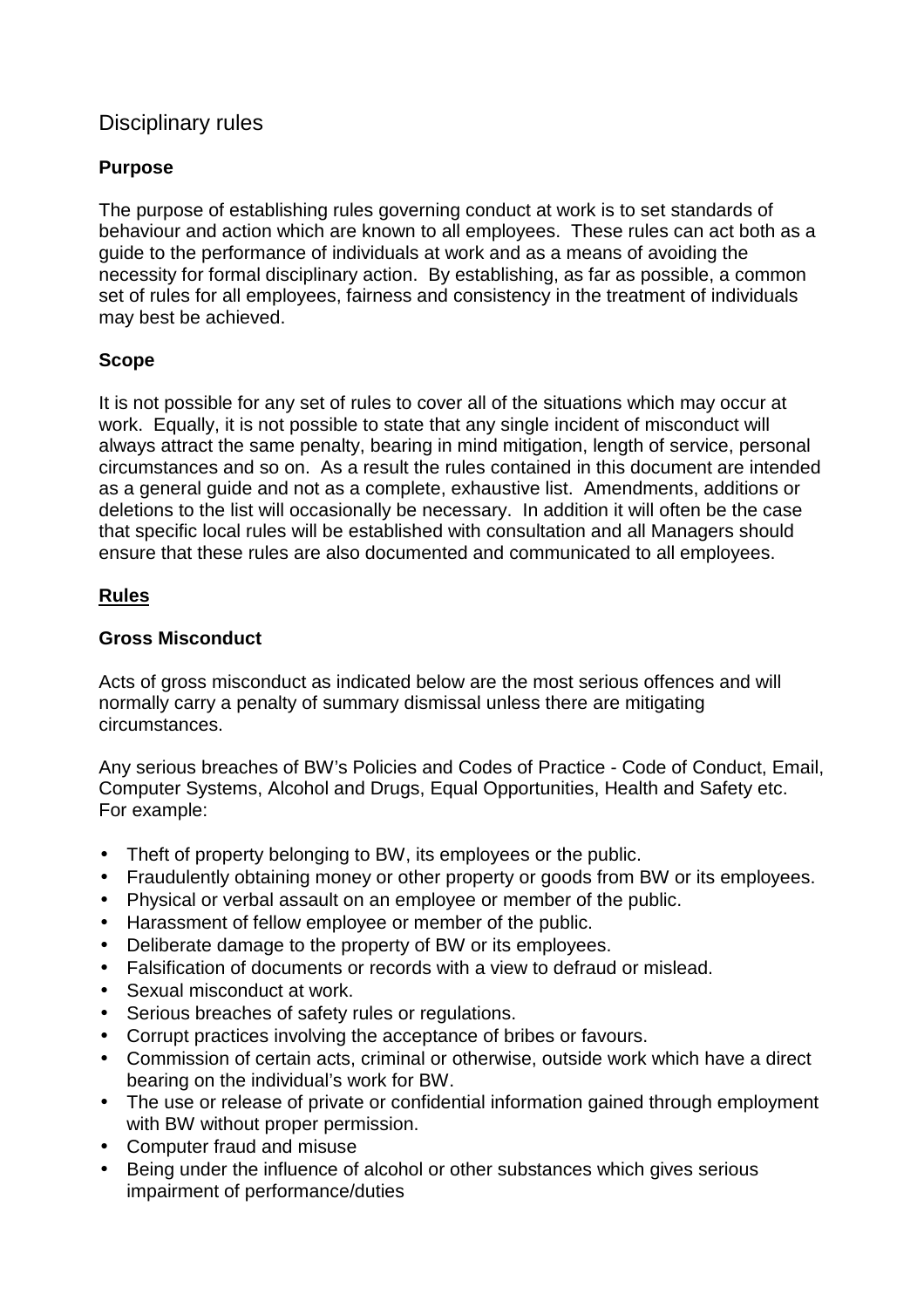# Disciplinary rules

### Purpose

The purpose of establishing rules governing conduct at work is to set standards of behaviour and action which are known to all employees. These rules can act both as a guide to the performance of individuals at work and as a means of avoiding the necessity for formal disciplinary action. By establishing, as far as possible, a common set of rules for all employees, fairness and consistency in the treatment of individuals may best be achieved.

### Scope

It is not possible for any set of rules to cover all of the situations which may occur at work. Equally, it is not possible to state that any single incident of misconduct will always attract the same penalty, bearing in mind mitigation, length of service, personal circumstances and so on. As a result the rules contained in this document are intended as a general guide and not as a complete, exhaustive list. Amendments, additions or deletions to the list will occasionally be necessary. In addition it will often be the case that specific local rules will be established with consultation and all Managers should ensure that these rules are also documented and communicated to all employees.

## Rules

### Gross Misconduct

Acts of gross misconduct as indicated below are the most serious offences and will normally carry a penalty of summary dismissal unless there are mitigating circumstances.

Any serious breaches of BW's Policies and Codes of Practice - Code of Conduct, Email, Computer Systems, Alcohol and Drugs, Equal Opportunities, Health and Safety etc. For example:

- Theft of property belonging to BW, its employees or the public.
- Fraudulently obtaining money or other property or goods from BW or its employees.
- Physical or verbal assault on an employee or member of the public.
- Harassment of fellow employee or member of the public.
- Deliberate damage to the property of BW or its employees.
- Falsification of documents or records with a view to defraud or mislead.
- Sexual misconduct at work.
- Serious breaches of safety rules or regulations.
- Corrupt practices involving the acceptance of bribes or favours.
- Commission of certain acts, criminal or otherwise, outside work which have a direct bearing on the individual's work for BW.
- The use or release of private or confidential information gained through employment with BW without proper permission.
- Computer fraud and misuse
- Being under the influence of alcohol or other substances which gives serious impairment of performance/duties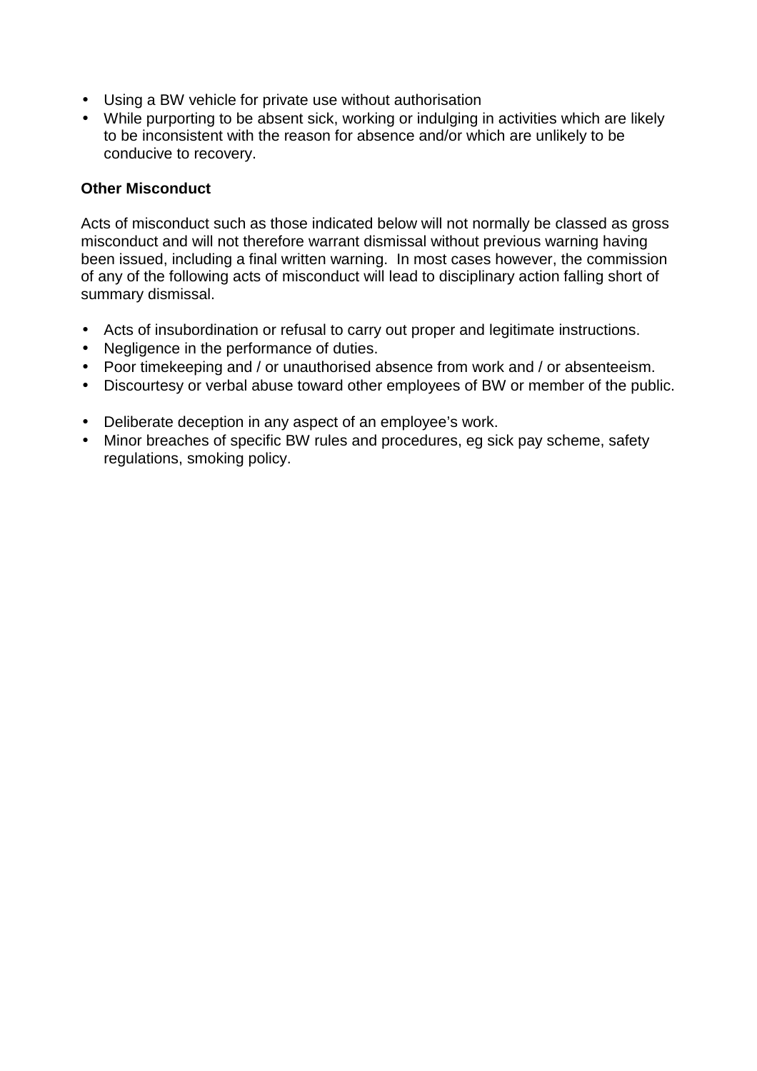- Using a BW vehicle for private use without authorisation
- While purporting to be absent sick, working or indulging in activities which are likely to be inconsistent with the reason for absence and/or which are unlikely to be conducive to recovery.

**Other Misconduct**

Acts of misconduct such as those indicated below will not normally be classed as gross misconduct and will not therefore warrant dismissal without previous warning having been issued, including a final written warning. In most cases however, the commission of any of the following acts of misconduct will lead to disciplinary action falling short of summary dismissal.

- Acts of insubordination or refusal to carry out proper and legitimate instructions.
- Negligence in the performance of duties.
- Poor timekeeping and / or unauthorised absence from work and / or absenteeism.
- Discourtesy or verbal abuse toward other employees of BW or member of the public.

- Deliberate deception in any aspect of an employee's work.
- Minor breaches of specific BW rules and procedures, eg sick pay scheme, safety regulations, smoking policy.